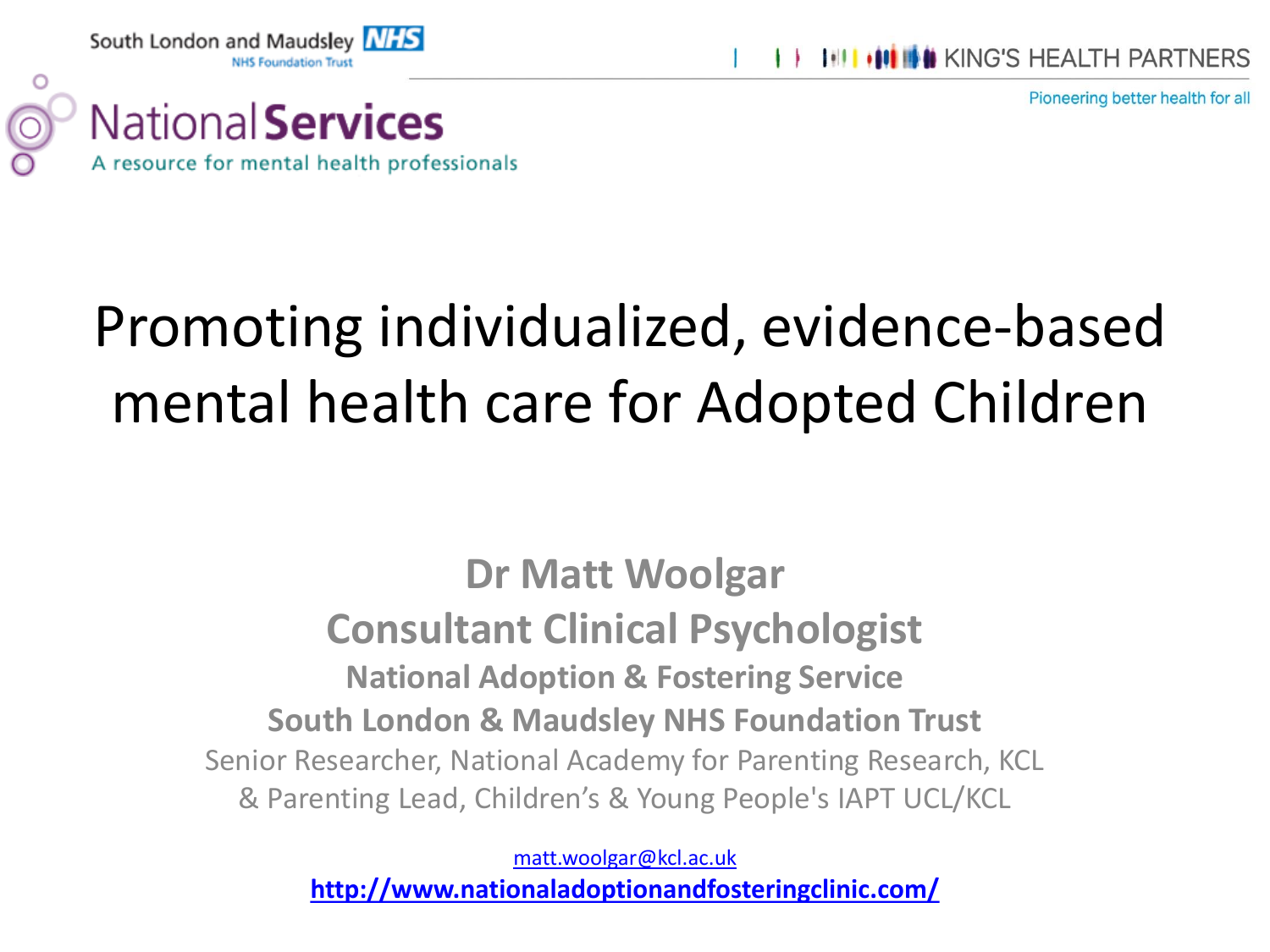South London and Maudsley NHS Foundation Trust

KING'S HEALTH PARTNERS

Pioneering better health for all

National Services

A resource for mental health professionals

# Promoting individualized, evidence-based mental health care for Adopted Children

**Dr Matt Woolgar**

**Consultant Clinical Psychologist**

**National Adoption & Fostering Service**

**South London & Maudsley NHS Foundation Trust**

Senior Researcher, National Academy for Parenting Research, KCL

& Parenting Lead, Children's & Young People's IAPT UCL/KCL

matt.woolgar@kcl.ac.uk

**http://www.nationaladoptionandfosteringclinic.com/**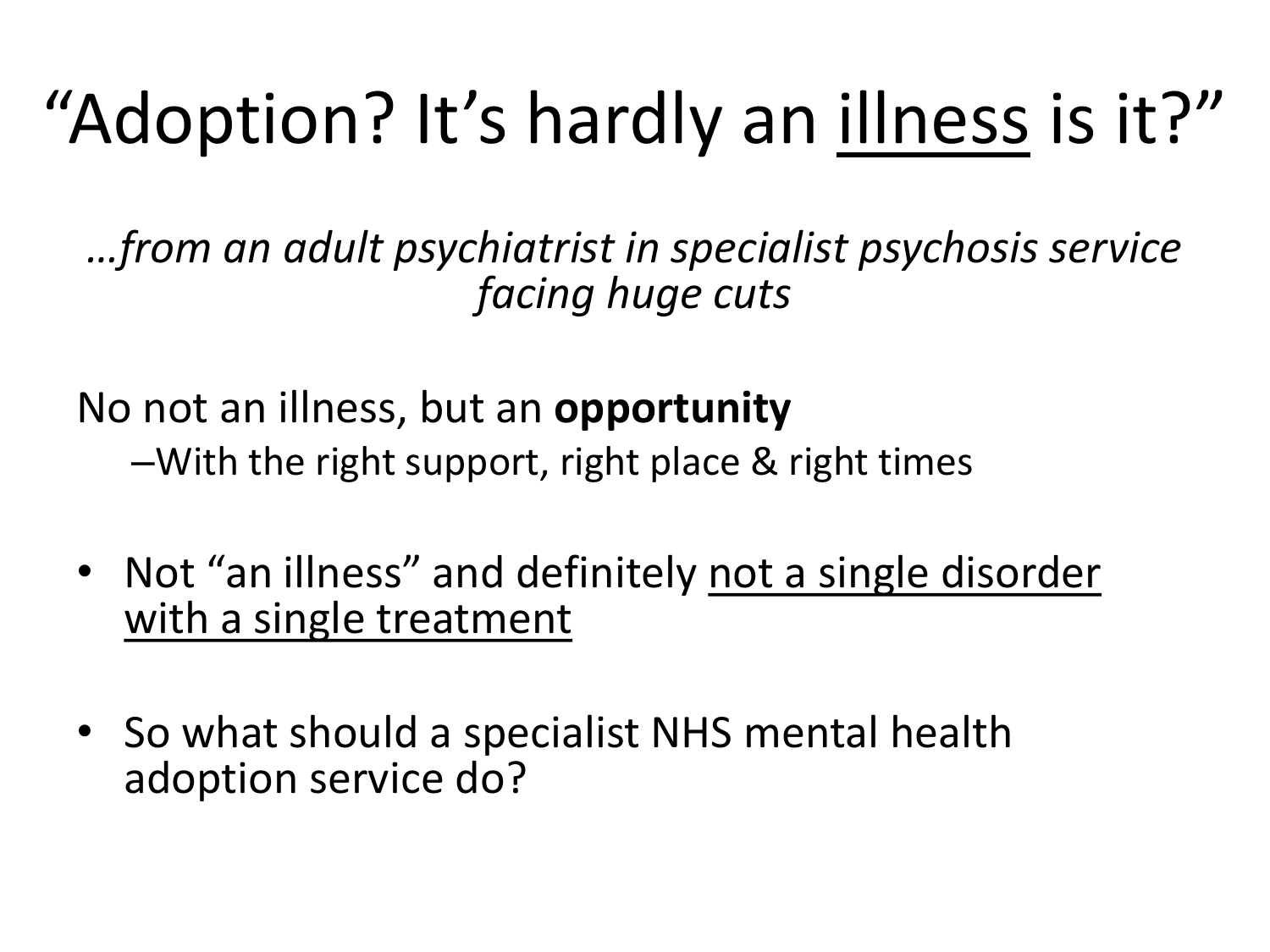# “Adoption? It’s hardly an <u>illness</u> is it?”

*…from an adult psychiatrist in specialist psychosis service facing huge cuts*

No not an illness, but an **opportunity**

– With the right support, right place & right times

- Not “an illness” and definitely <u>not a single disorder with a single treatment</u>
- So what should a specialist NHS mental health adoption service do?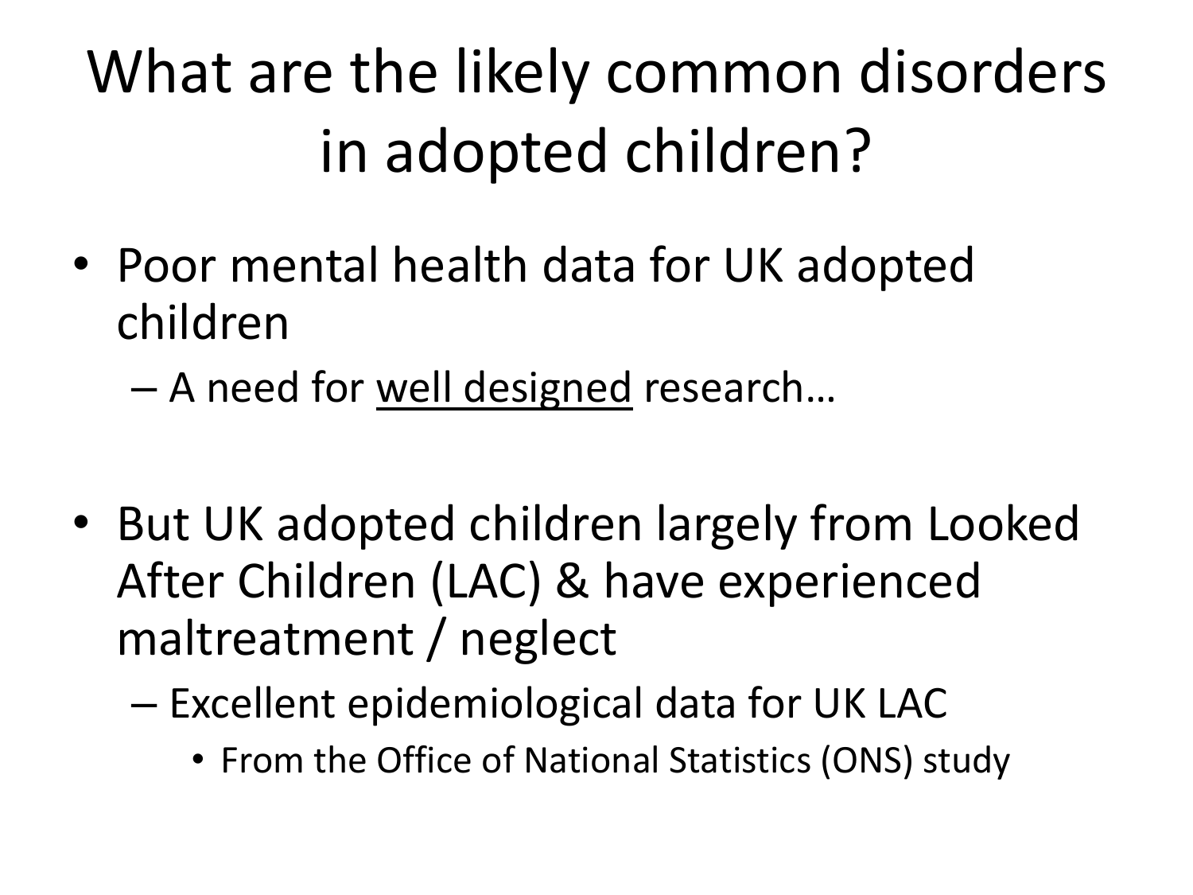# What are the likely common disorders in adopted children?

- Poor mental health data for UK adopted children
  - A need for <u>well designed</u> research…

- But UK adopted children largely from Looked After Children (LAC) & have experienced maltreatment / neglect
  - Excellent epidemiological data for UK LAC
    - From the Office of National Statistics (ONS) study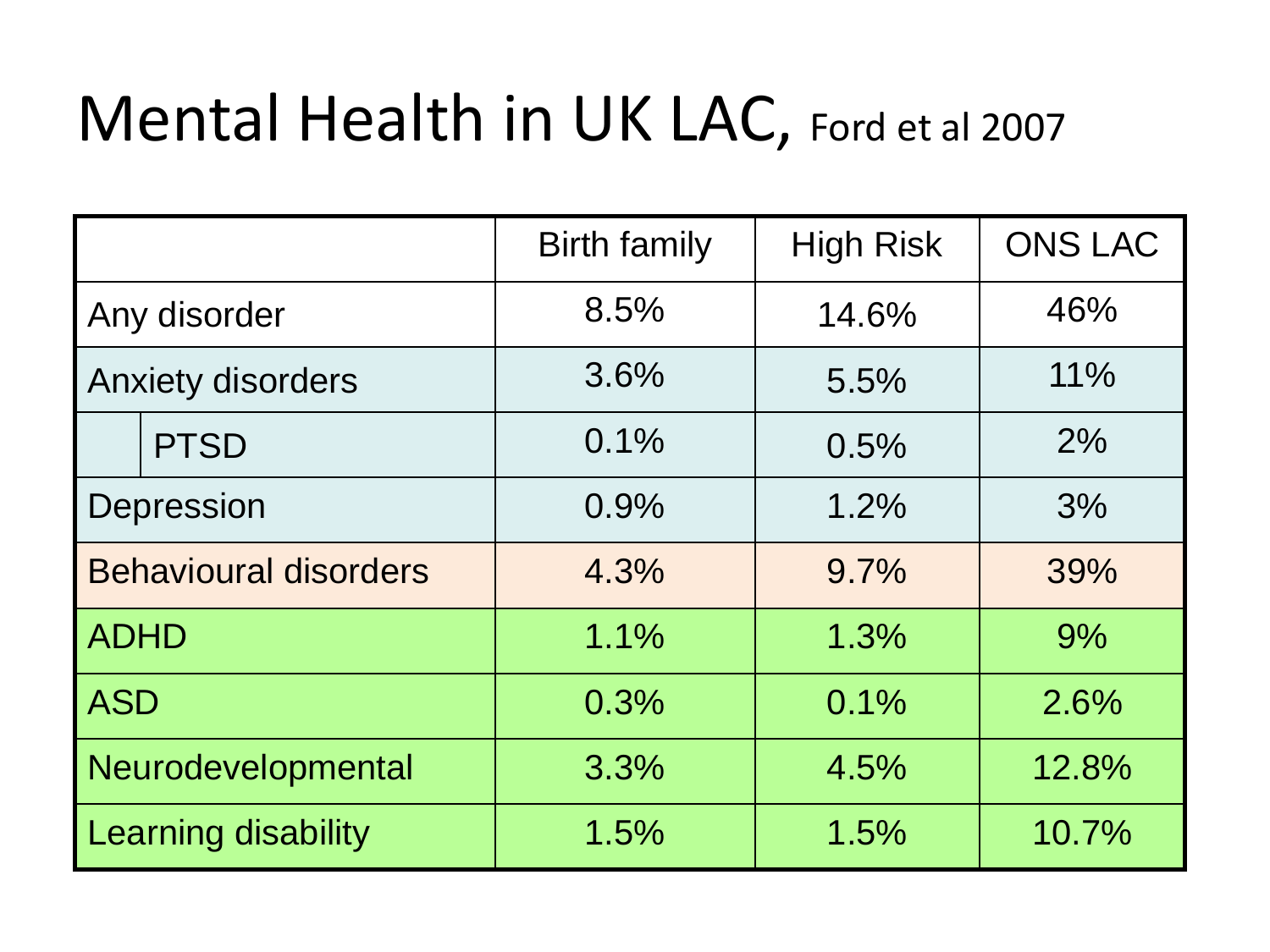# Mental Health in UK LAC, Ford et al 2007

| | Birth family | High Risk | ONS LAC |
|---|---|---|---|
| Any disorder | 8.5% | 14.6% | 46% |
| Anxiety disorders | 3.6% | 5.5% | 11% |
| PTSD | 0.1% | 0.5% | 2% |
| Depression | 0.9% | 1.2% | 3% |
| Behavioural disorders | 4.3% | 9.7% | 39% |
| ADHD | 1.1% | 1.3% | 9% |
| ASD | 0.3% | 0.1% | 2.6% |
| Neurodevelopmental | 3.3% | 4.5% | 12.8% |
| Learning disability | 1.5% | 1.5% | 10.7% |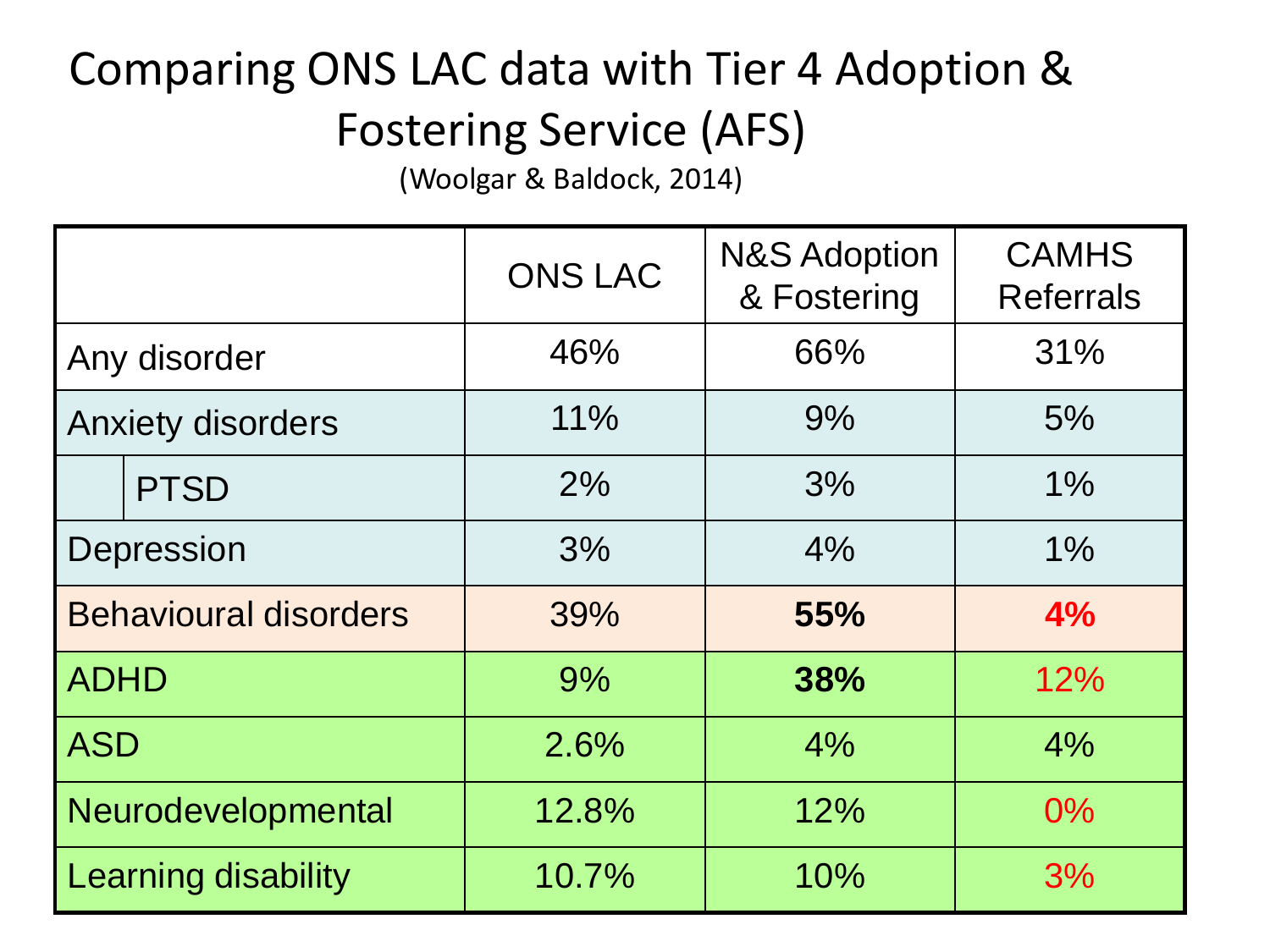# Comparing ONS LAC data with Tier 4 Adoption & Fostering Service (AFS)

(Woolgar & Baldock, 2014)

| | ONS LAC | N&S Adoption & Fostering | CAMHS Referrals |
|---|---|---|---|
| Any disorder | 46% | 66% | 31% |
| Anxiety disorders | 11% | 9% | 5% |
| PTSD | 2% | 3% | 1% |
| Depression | 3% | 4% | 1% |
| Behavioural disorders | 39% | **55%** | **4%** |
| ADHD | 9% | **38%** | 12% |
| ASD | 2.6% | 4% | 4% |
| Neurodevelopmental | 12.8% | 12% | 0% |
| Learning disability | 10.7% | 10% | 3% |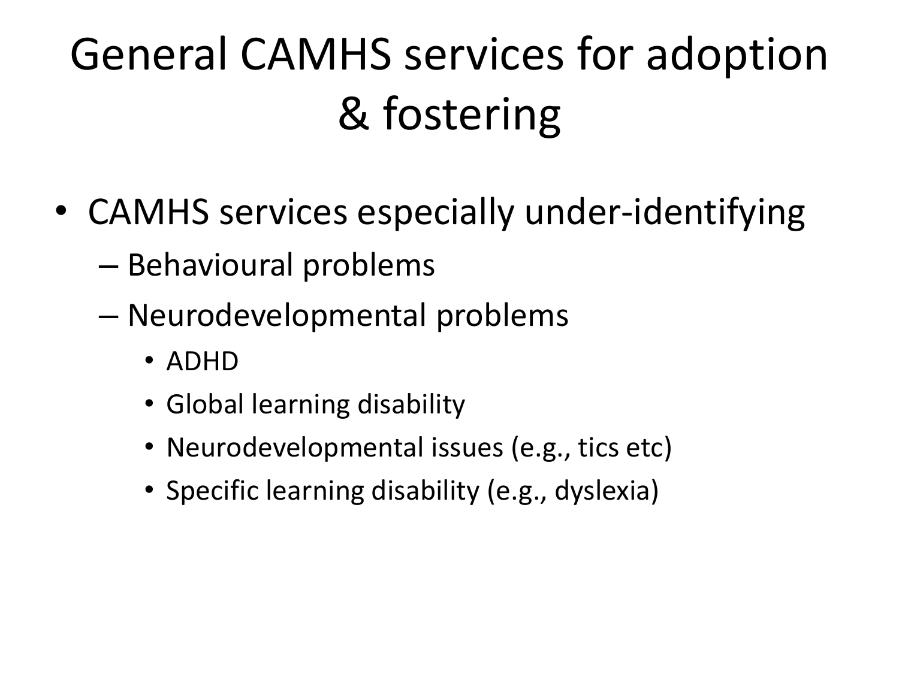# General CAMHS services for adoption & fostering

- CAMHS services especially under-identifying
  - Behavioural problems
  - Neurodevelopmental problems
    - ADHD
    - Global learning disability
    - Neurodevelopmental issues (e.g., tics etc)
    - Specific learning disability (e.g., dyslexia)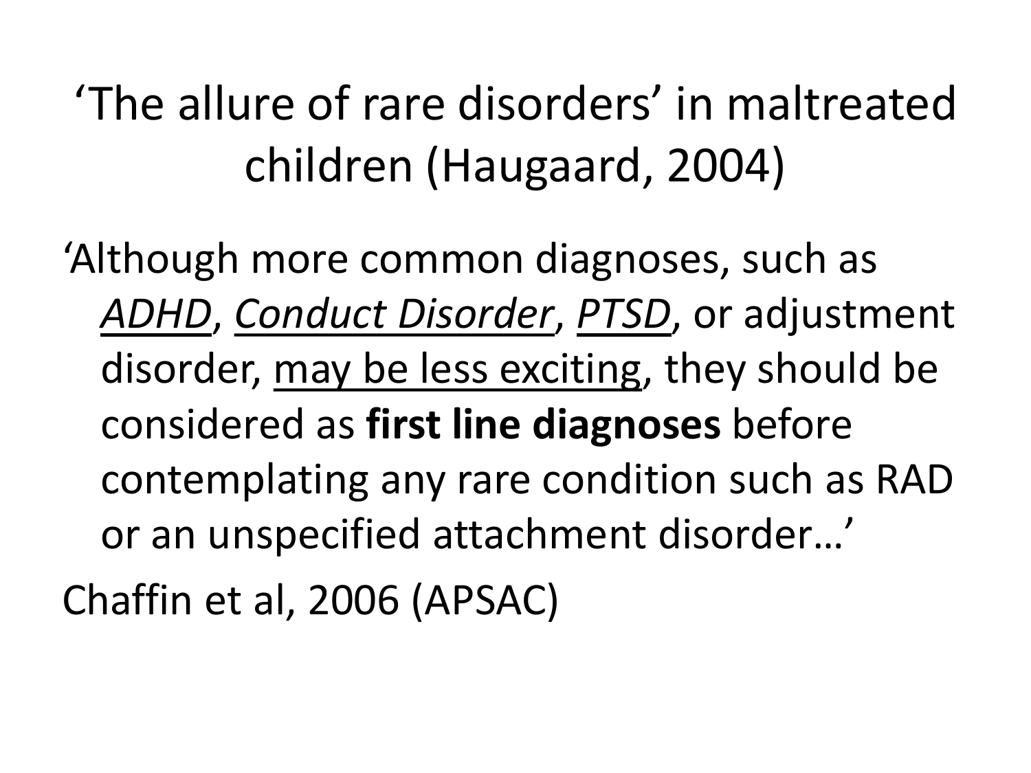# 'The allure of rare disorders' in maltreated children (Haugaard, 2004)

'Although more common diagnoses, such as <u>*ADHD*</u>, <u>*Conduct Disorder*</u>, <u>*PTSD*</u>, or adjustment disorder, <u>may be less exciting</u>, they should be considered as **first line diagnoses** before contemplating any rare condition such as RAD or an unspecified attachment disorder…'

Chaffin et al, 2006 (APSAC)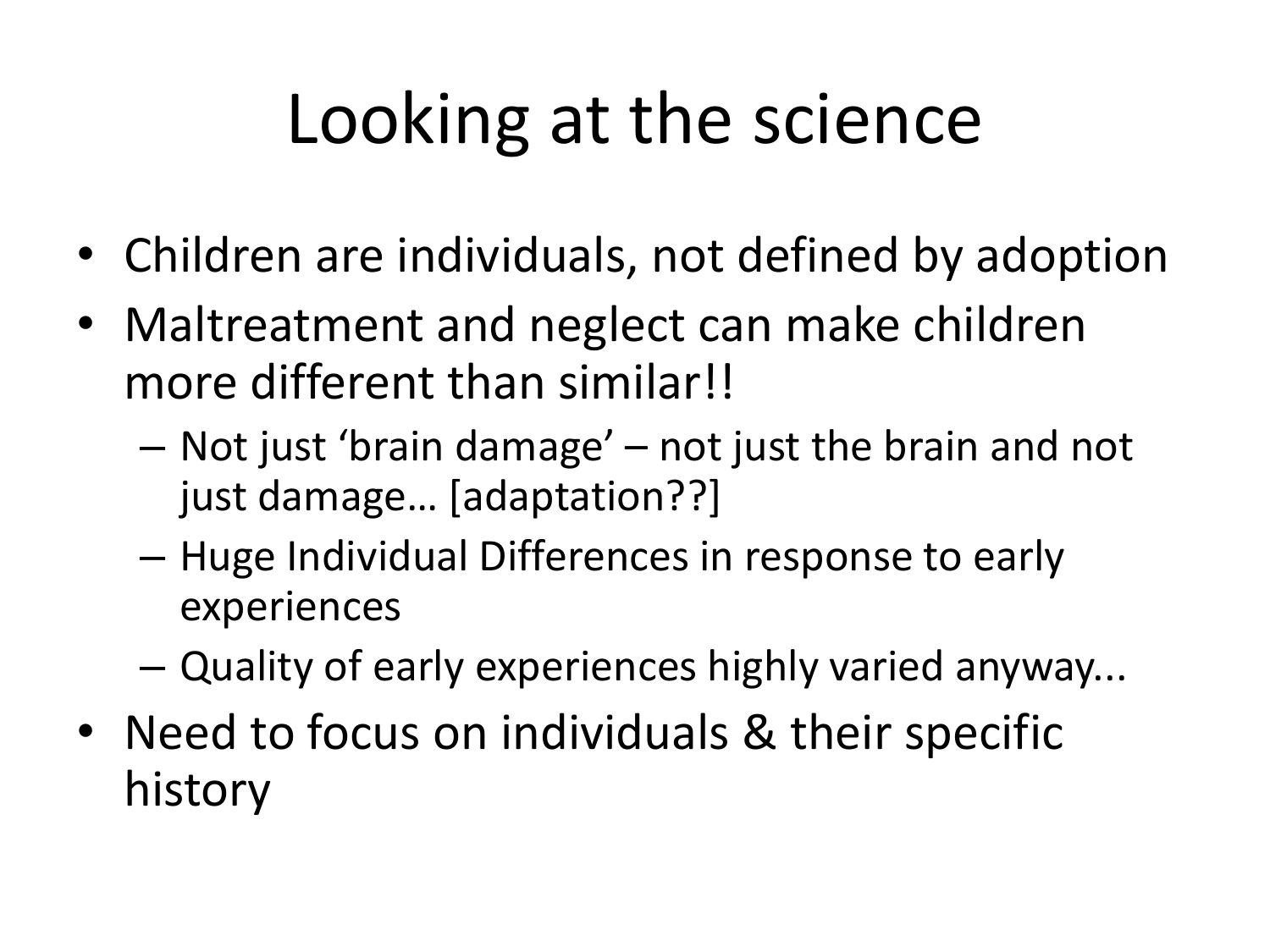# Looking at the science

- Children are individuals, not defined by adoption
- Maltreatment and neglect can make children more different than similar!!
  - Not just 'brain damage' – not just the brain and not just damage… [adaptation??]
  - Huge Individual Differences in response to early experiences
  - Quality of early experiences highly varied anyway...
- Need to focus on individuals & their specific history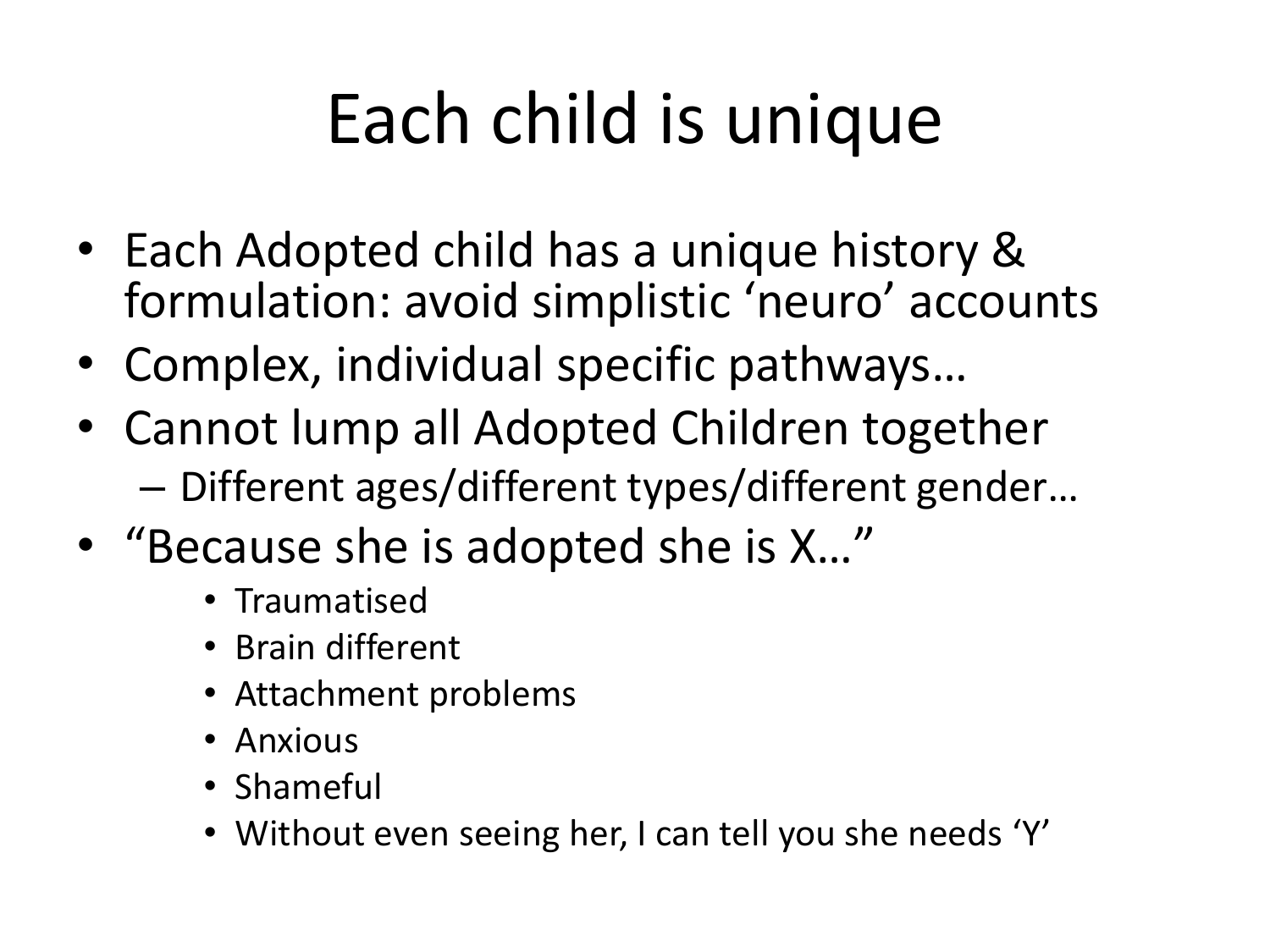# Each child is unique

- Each Adopted child has a unique history & formulation: avoid simplistic 'neuro' accounts
- Complex, individual specific pathways…
- Cannot lump all Adopted Children together
  - Different ages/different types/different gender…
- "Because she is adopted she is X…"
  - Traumatised
  - Brain different
  - Attachment problems
  - Anxious
  - Shameful
  - Without even seeing her, I can tell you she needs 'Y'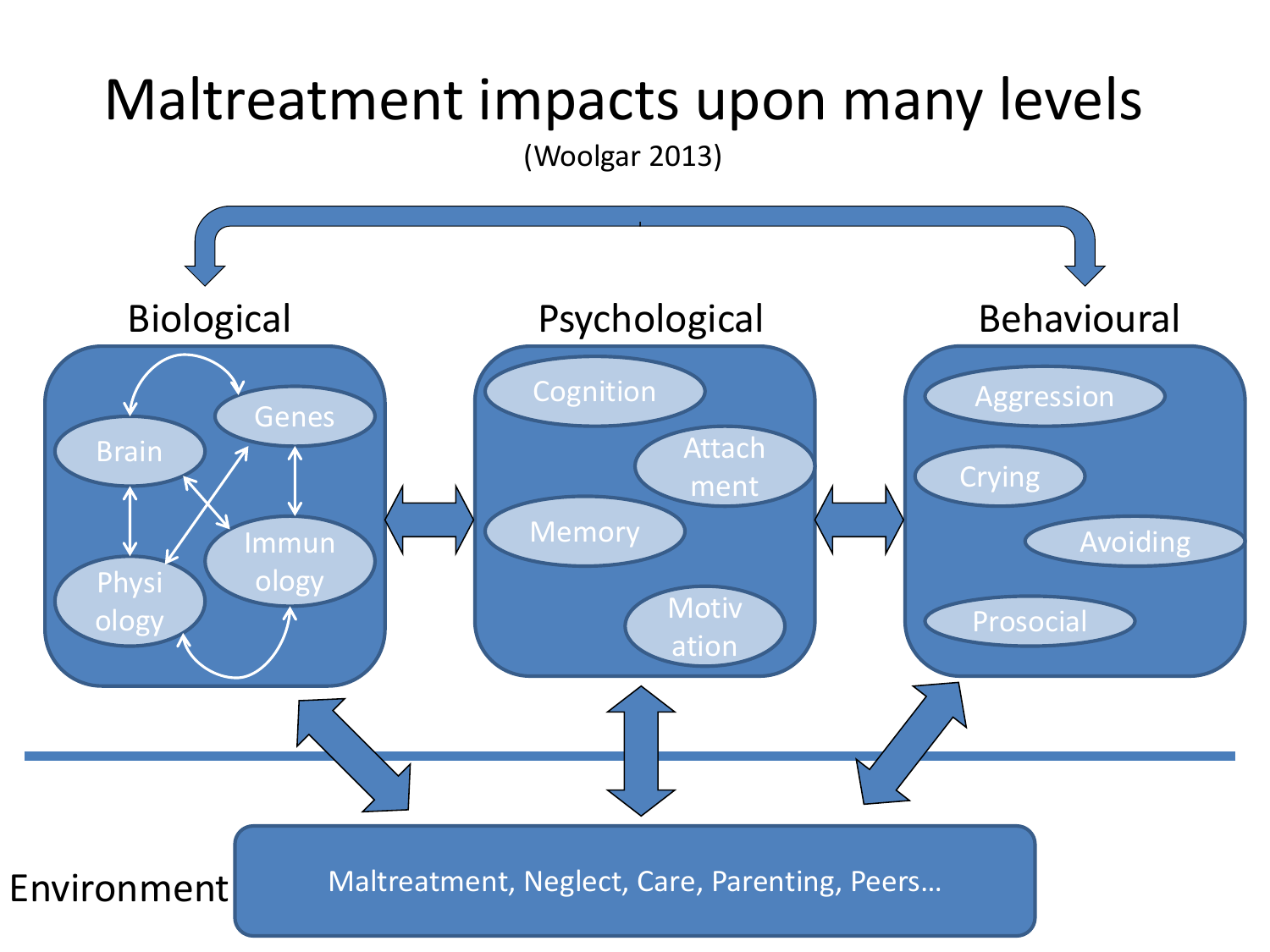# Maltreatment impacts upon many levels

(Woolgar 2013)

## Biological

- Brain
- Genes
- Physiology
- Immunology

## Psychological

- Cognition
- Attachment
- Memory
- Motivation

## Behavioural

- Aggression
- Crying
- Avoiding
- Prosocial

## Environment

Maltreatment, Neglect, Care, Parenting, Peers…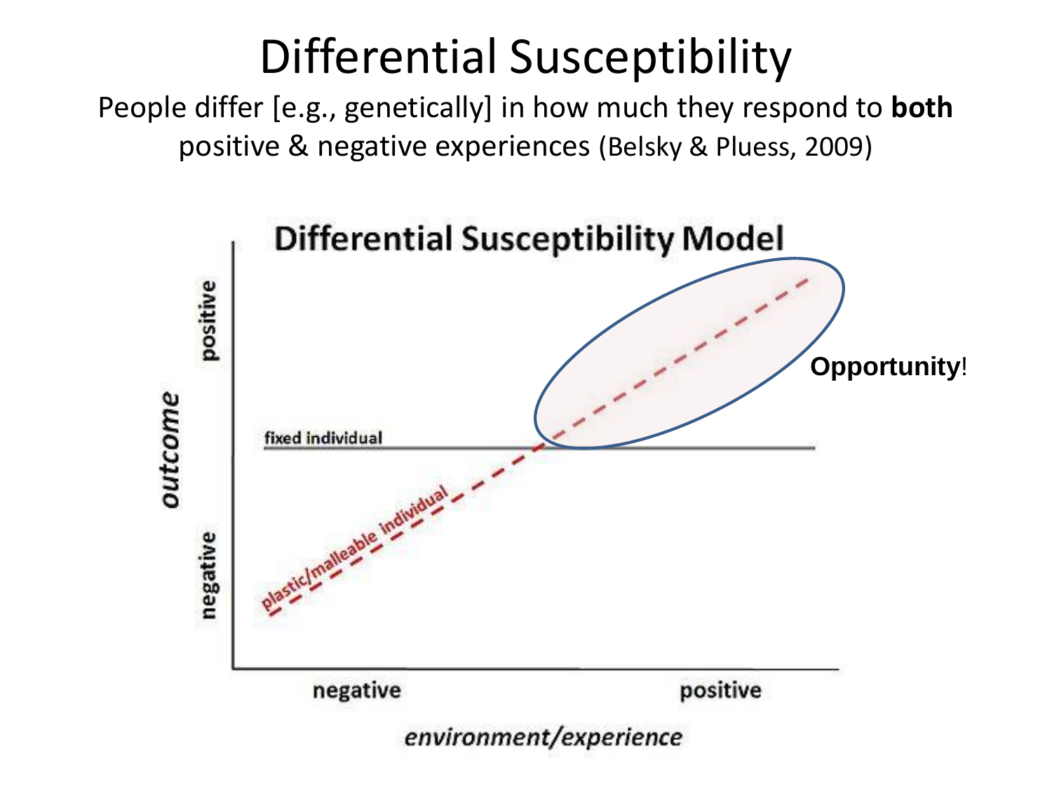# Differential Susceptibility

People differ [e.g., genetically] in how much they respond to **both** positive & negative experiences (Belsky & Pluess, 2009)

**Differential Susceptibility Model**

*outcome*: positive / negative

fixed individual

plastic/malleable individual

**Opportunity**!

*environment/experience*: negative / positive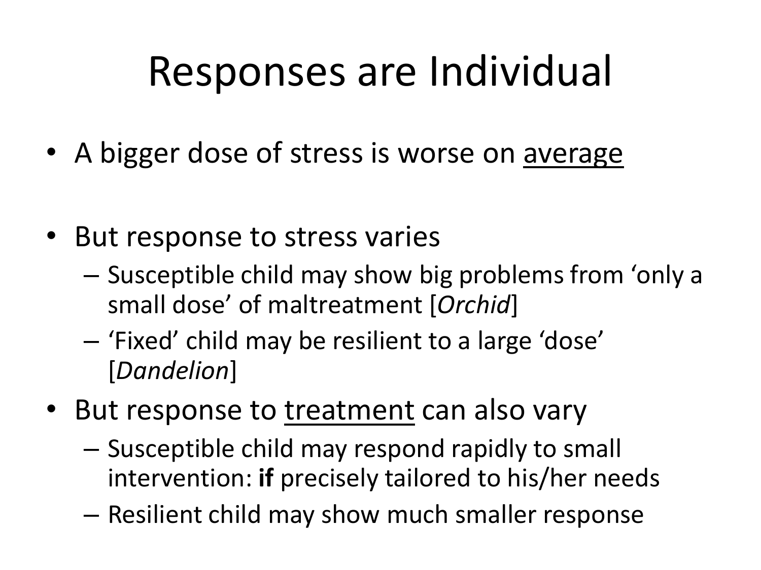# Responses are Individual

- A bigger dose of stress is worse on <u>average</u>

- But response to stress varies
  - Susceptible child may show big problems from 'only a small dose' of maltreatment [*Orchid*]
  - 'Fixed' child may be resilient to a large 'dose' [*Dandelion*]
- But response to <u>treatment</u> can also vary
  - Susceptible child may respond rapidly to small intervention: **if** precisely tailored to his/her needs
  - Resilient child may show much smaller response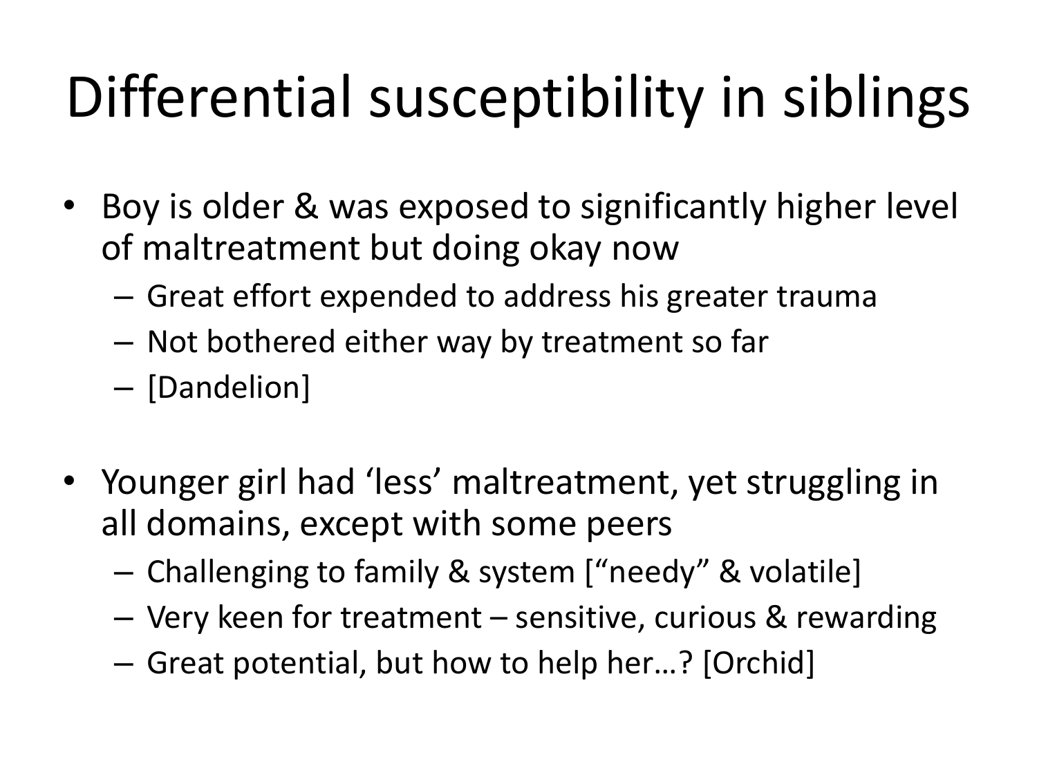# Differential susceptibility in siblings

- Boy is older & was exposed to significantly higher level of maltreatment but doing okay now
  - Great effort expended to address his greater trauma
  - Not bothered either way by treatment so far
  - [Dandelion]

- Younger girl had 'less' maltreatment, yet struggling in all domains, except with some peers
  - Challenging to family & system ["needy" & volatile]
  - Very keen for treatment – sensitive, curious & rewarding
  - Great potential, but how to help her…? [Orchid]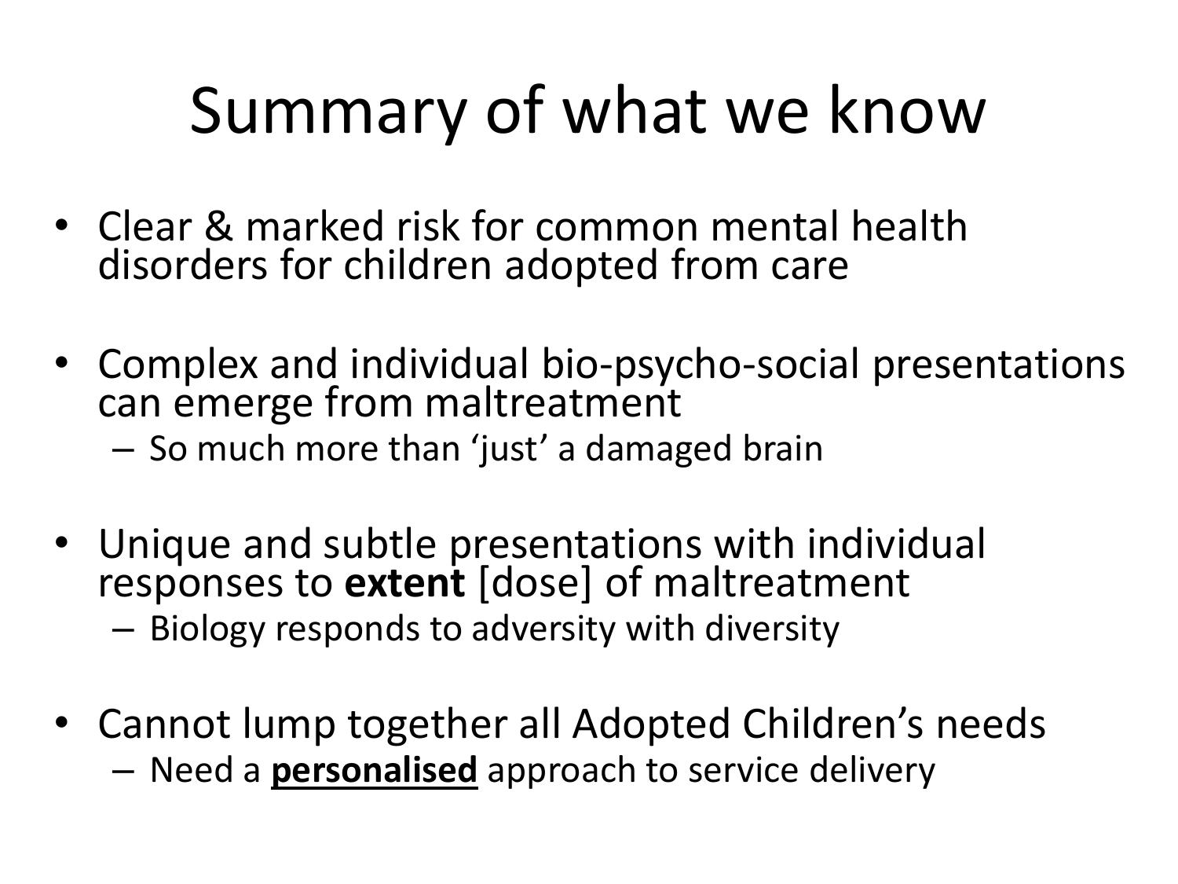# Summary of what we know

- Clear & marked risk for common mental health disorders for children adopted from care
- Complex and individual bio-psycho-social presentations can emerge from maltreatment
  - So much more than 'just' a damaged brain
- Unique and subtle presentations with individual responses to **extent** [dose] of maltreatment
  - Biology responds to adversity with diversity
- Cannot lump together all Adopted Children's needs
  - Need a <u>**personalised**</u> approach to service delivery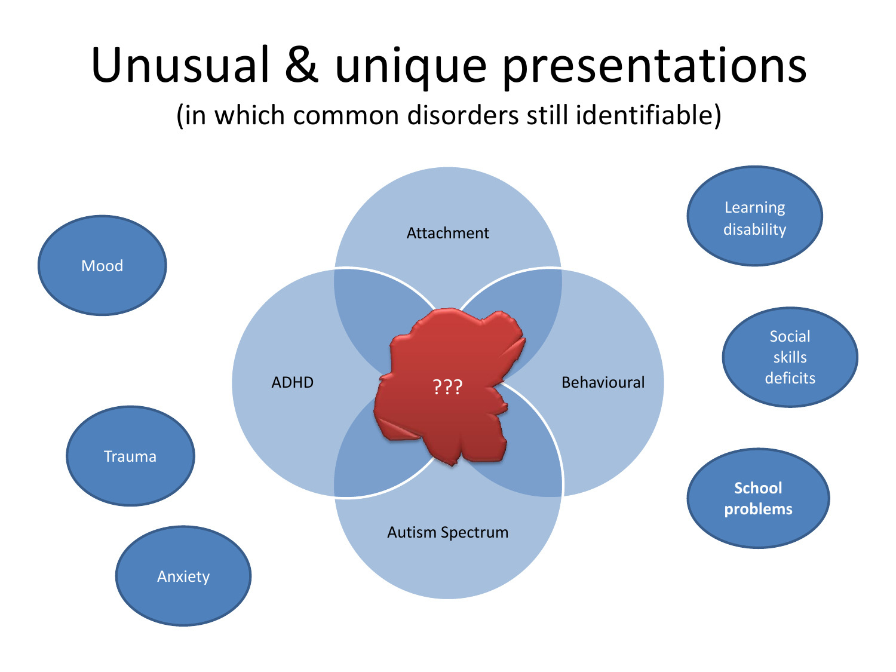# Unusual & unique presentations

(in which common disorders still identifiable)

Attachment

ADHD

???

Behavioural

Autism Spectrum

Mood

Trauma

Anxiety

Learning disability

Social skills deficits

**School problems**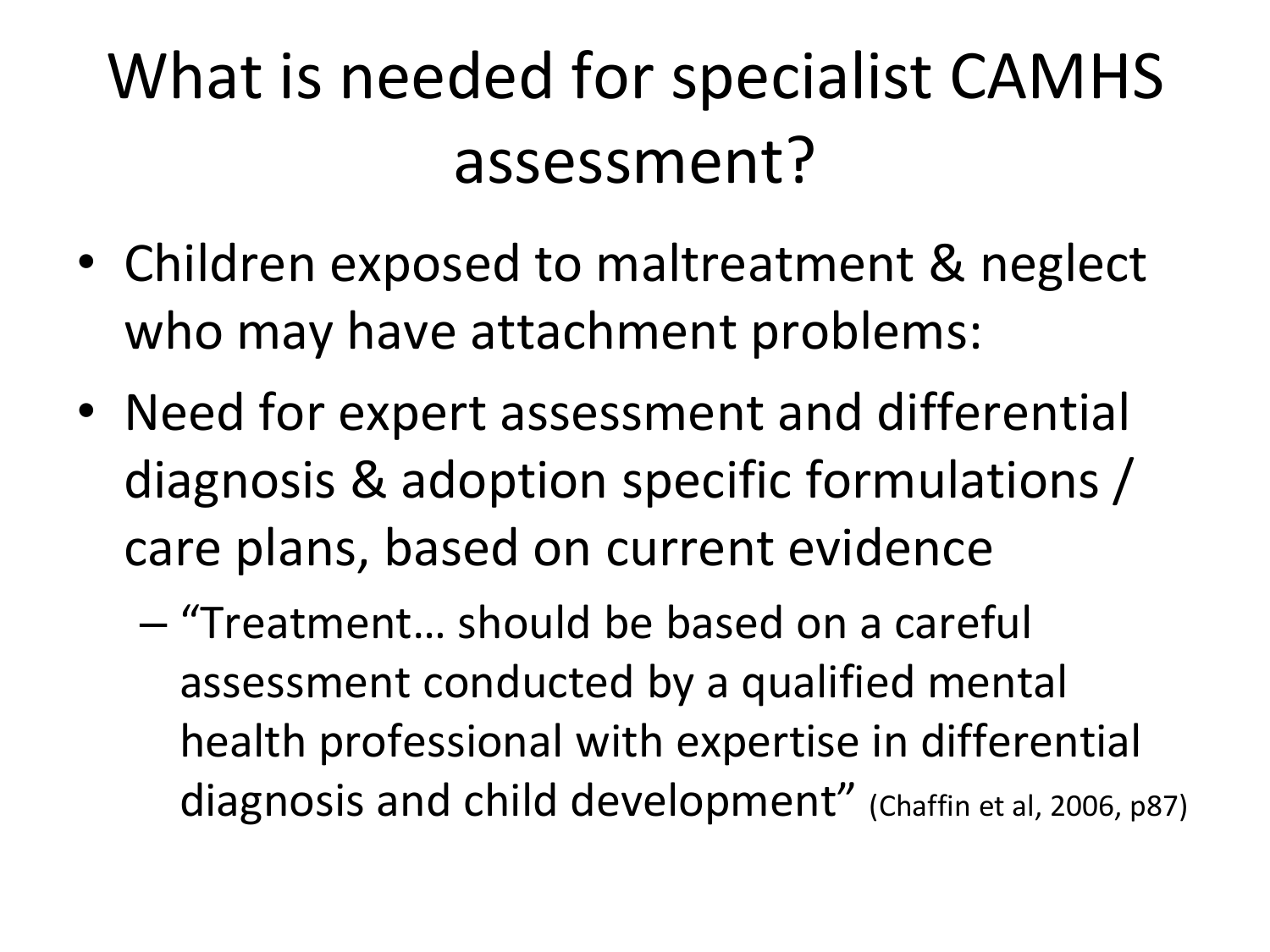# What is needed for specialist CAMHS assessment?

- Children exposed to maltreatment & neglect who may have attachment problems:
- Need for expert assessment and differential diagnosis & adoption specific formulations / care plans, based on current evidence
  - "Treatment… should be based on a careful assessment conducted by a qualified mental health professional with expertise in differential diagnosis and child development" (Chaffin et al, 2006, p87)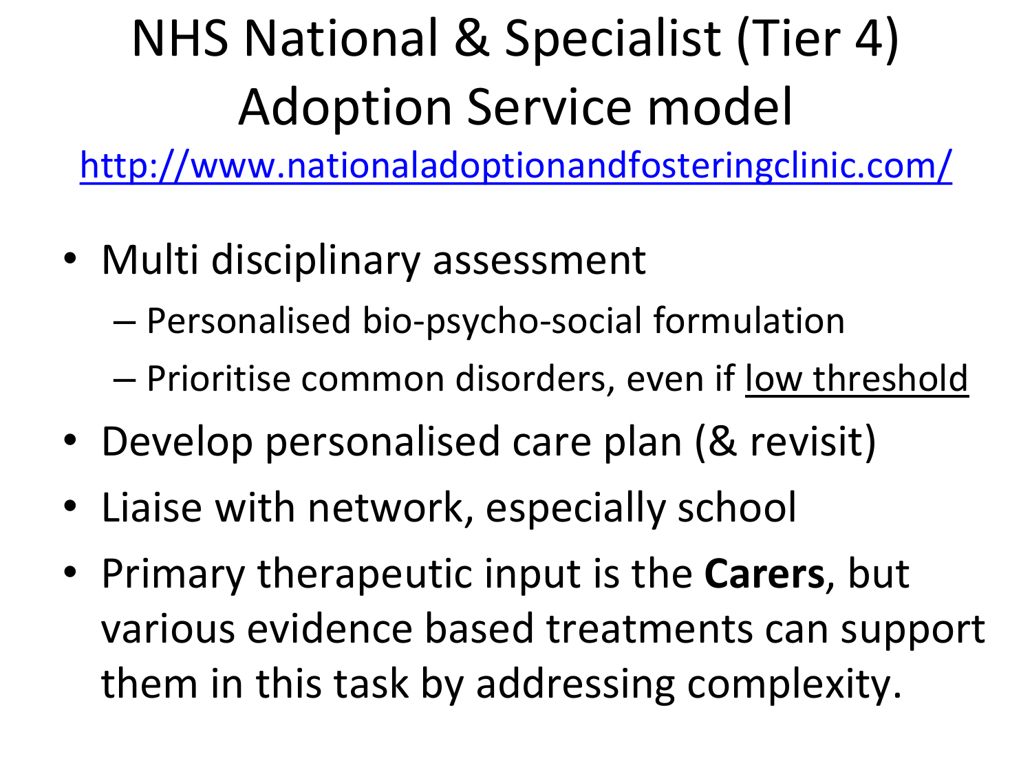# NHS National & Specialist (Tier 4) Adoption Service model

http://www.nationaladoptionandfosteringclinic.com/

- Multi disciplinary assessment
  - Personalised bio-psycho-social formulation
  - Prioritise common disorders, even if <u>low threshold</u>
- Develop personalised care plan (& revisit)
- Liaise with network, especially school
- Primary therapeutic input is the **Carers**, but various evidence based treatments can support them in this task by addressing complexity.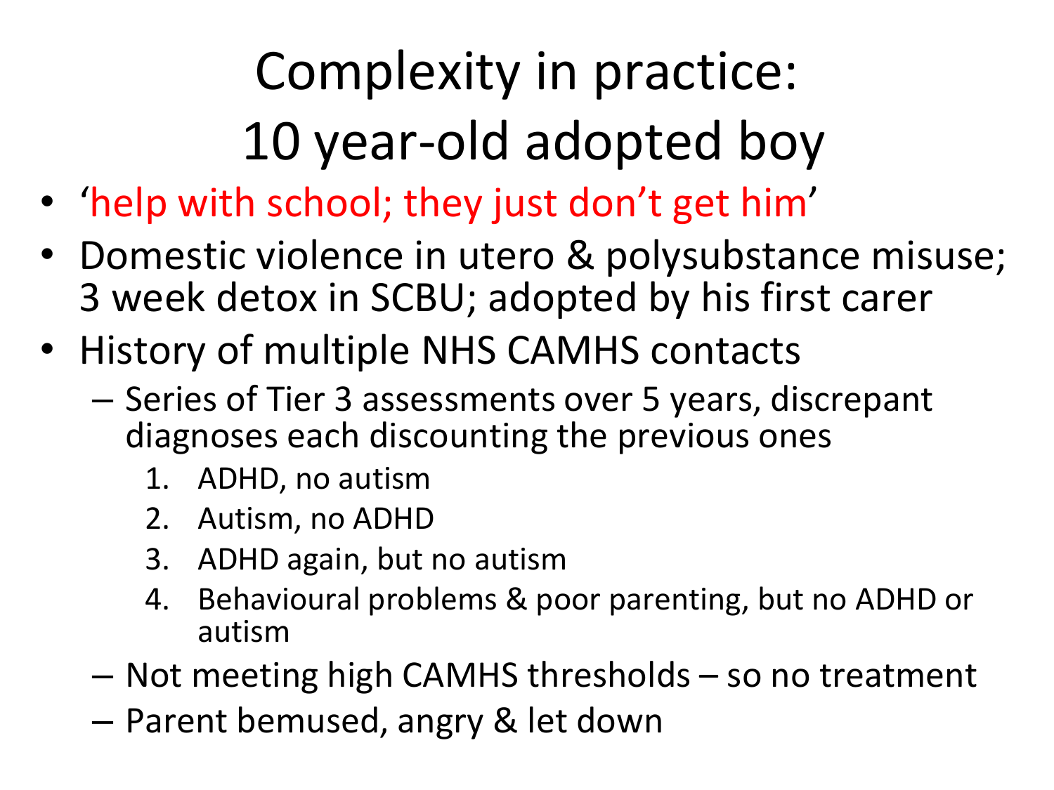# Complexity in practice: 10 year-old adopted boy

- '*help with school; they just don't get him*'
- Domestic violence in utero & polysubstance misuse; 3 week detox in SCBU; adopted by his first carer
- History of multiple NHS CAMHS contacts
  - Series of Tier 3 assessments over 5 years, discrepant diagnoses each discounting the previous ones
    1. ADHD, no autism
    2. Autism, no ADHD
    3. ADHD again, but no autism
    4. Behavioural problems & poor parenting, but no ADHD or autism
  - Not meeting high CAMHS thresholds – so no treatment
  - Parent bemused, angry & let down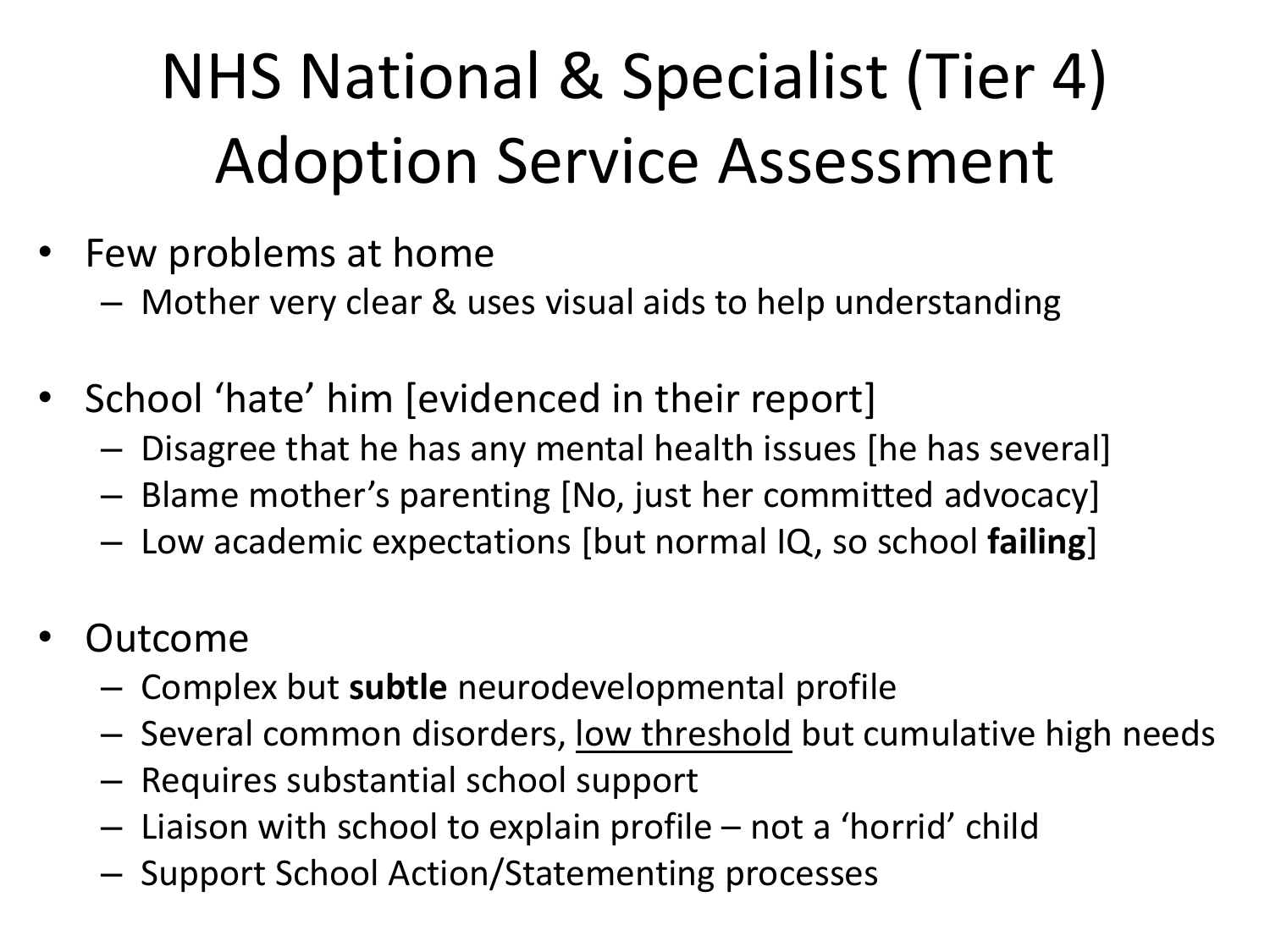# NHS National & Specialist (Tier 4) Adoption Service Assessment

- Few problems at home
  - Mother very clear & uses visual aids to help understanding
- School 'hate' him [evidenced in their report]
  - Disagree that he has any mental health issues [he has several]
  - Blame mother's parenting [No, just her committed advocacy]
  - Low academic expectations [but normal IQ, so school **failing**]
- Outcome
  - Complex but **subtle** neurodevelopmental profile
  - Several common disorders, <u>low threshold</u> but cumulative high needs
  - Requires substantial school support
  - Liaison with school to explain profile – not a 'horrid' child
  - Support School Action/Statementing processes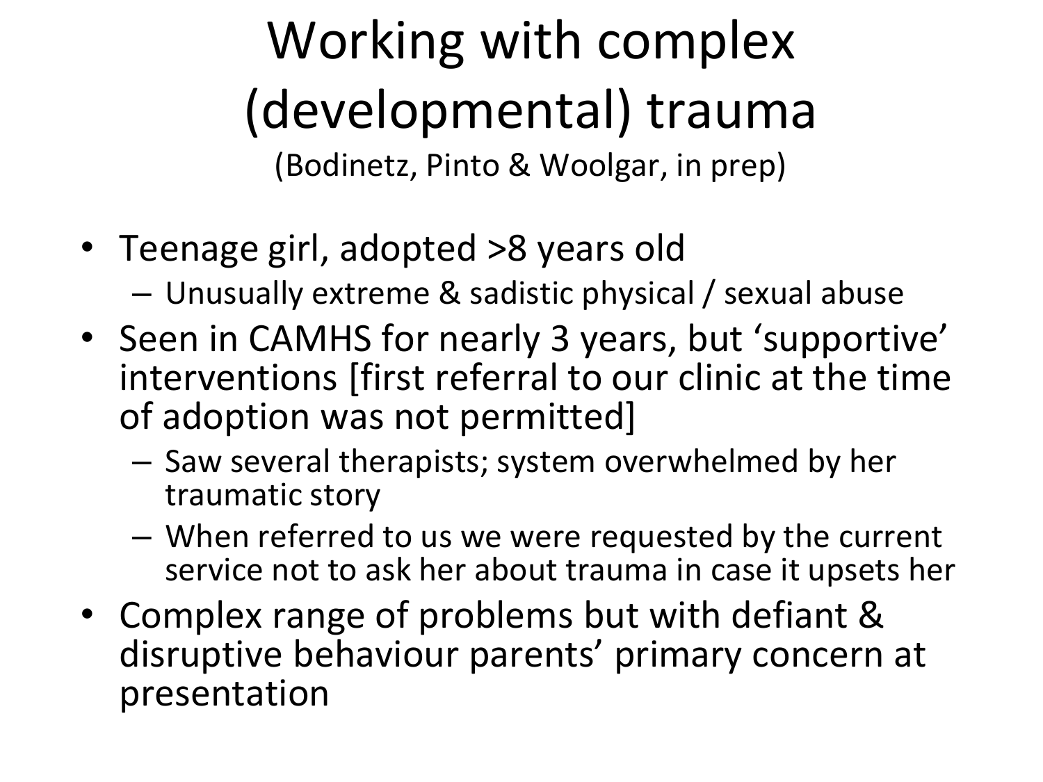# Working with complex (developmental) trauma

(Bodinetz, Pinto & Woolgar, in prep)

- Teenage girl, adopted >8 years old
  - Unusually extreme & sadistic physical / sexual abuse
- Seen in CAMHS for nearly 3 years, but 'supportive' interventions [first referral to our clinic at the time of adoption was not permitted]
  - Saw several therapists; system overwhelmed by her traumatic story
  - When referred to us we were requested by the current service not to ask her about trauma in case it upsets her
- Complex range of problems but with defiant & disruptive behaviour parents' primary concern at presentation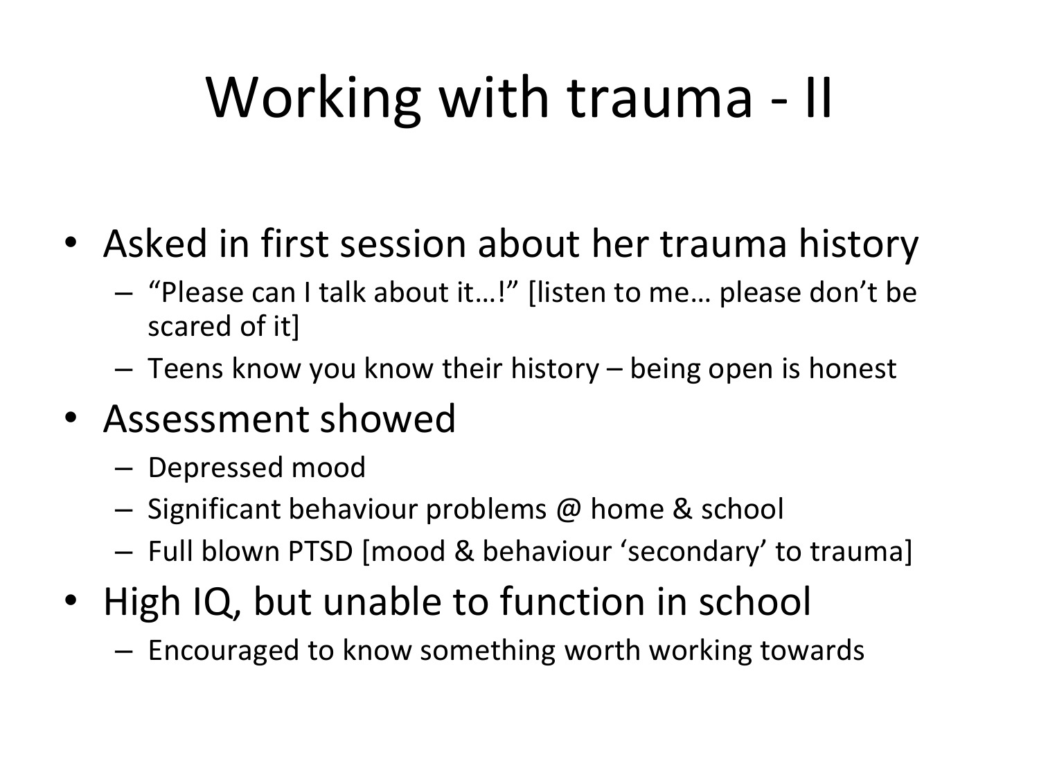# Working with trauma - II

- Asked in first session about her trauma history
  - "Please can I talk about it…!" [listen to me… please don't be scared of it]
  - Teens know you know their history – being open is honest
- Assessment showed
  - Depressed mood
  - Significant behaviour problems @ home & school
  - Full blown PTSD [mood & behaviour 'secondary' to trauma]
- High IQ, but unable to function in school
  - Encouraged to know something worth working towards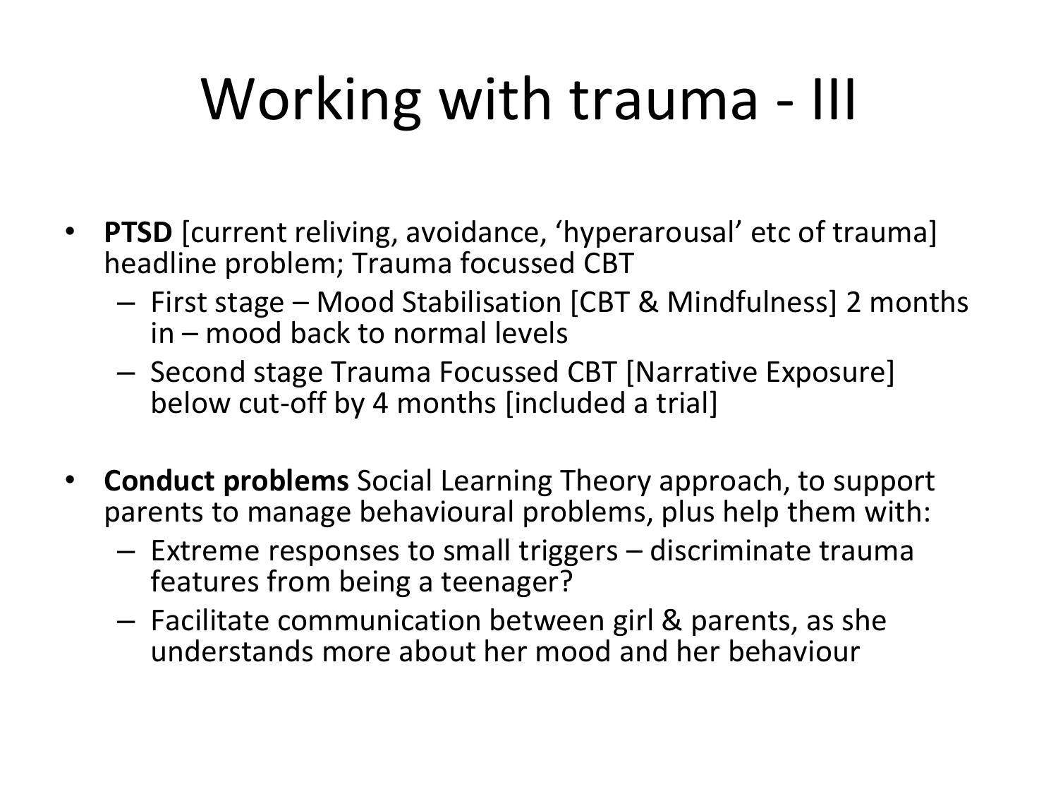# Working with trauma - III

- **PTSD** [current reliving, avoidance, 'hyperarousal' etc of trauma] headline problem; Trauma focussed CBT
  - First stage – Mood Stabilisation [CBT & Mindfulness] 2 months in – mood back to normal levels
  - Second stage Trauma Focussed CBT [Narrative Exposure] below cut-off by 4 months [included a trial]

- **Conduct problems** Social Learning Theory approach, to support parents to manage behavioural problems, plus help them with:
  - Extreme responses to small triggers – discriminate trauma features from being a teenager?
  - Facilitate communication between girl & parents, as she understands more about her mood and her behaviour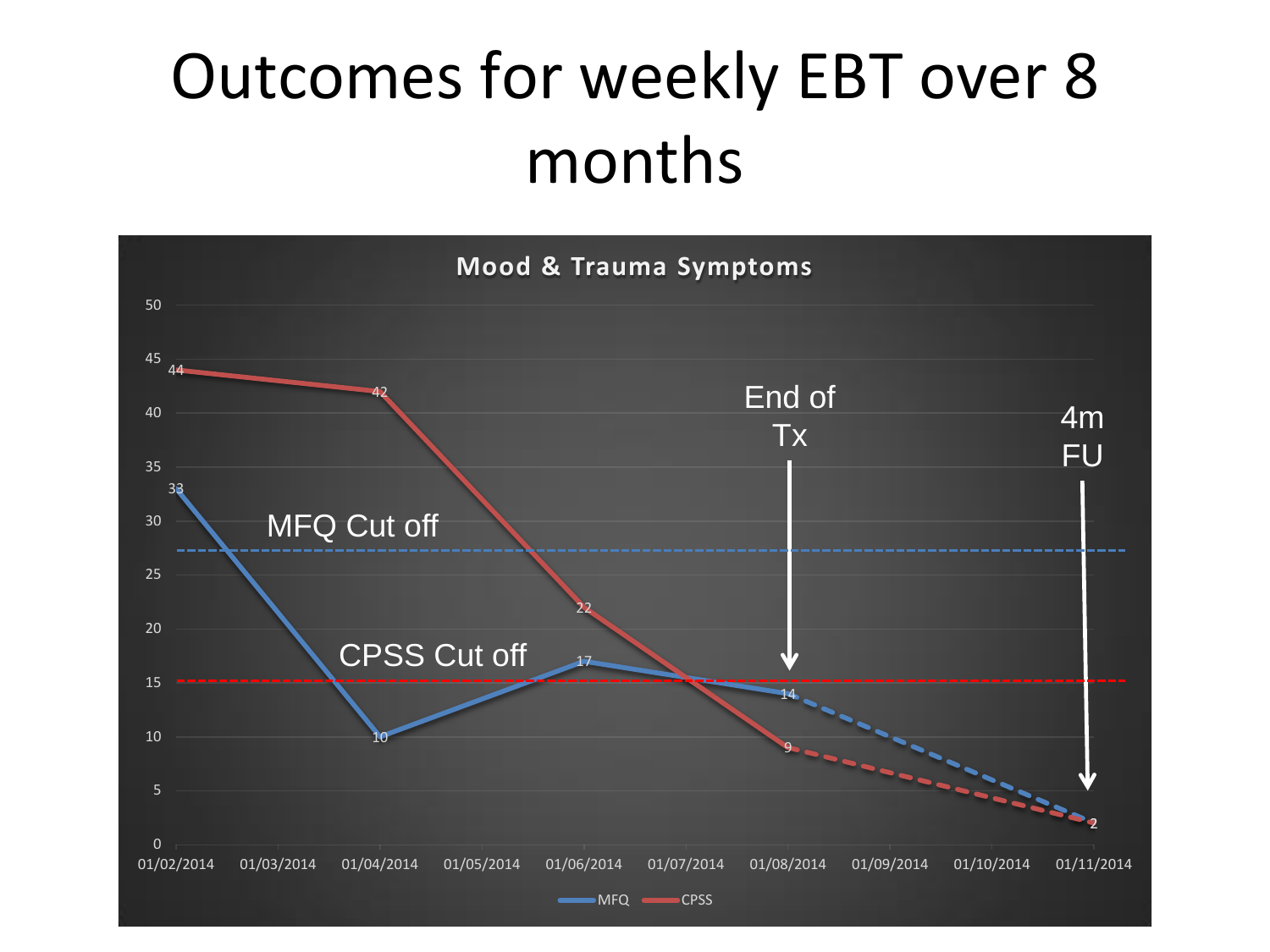# Outcomes for weekly EBT over 8 months

**Mood & Trauma Symptoms**

| Date | MFQ | CPSS |
|---|---|---|
| 01/02/2014 | 33 | 44 |
| 01/04/2014 | 10 | 42 |
| 01/06/2014 | 17 | 22 |
| 01/08/2014 (End of Tx) | 14 | 9 |
| 01/11/2014 (4m FU) | 2 | 2 |

MFQ Cut off

CPSS Cut off

End of Tx

4m FU

MFQ — CPSS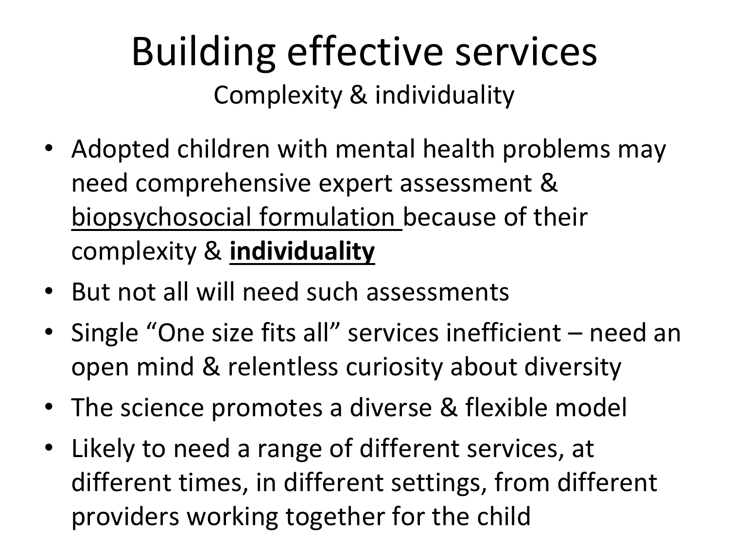# Building effective services

Complexity & individuality

- Adopted children with mental health problems may need comprehensive expert assessment & <u>biopsychosocial formulation</u> because of their complexity & <u>**individuality**</u>
- But not all will need such assessments
- Single "One size fits all" services inefficient – need an open mind & relentless curiosity about diversity
- The science promotes a diverse & flexible model
- Likely to need a range of different services, at different times, in different settings, from different providers working together for the child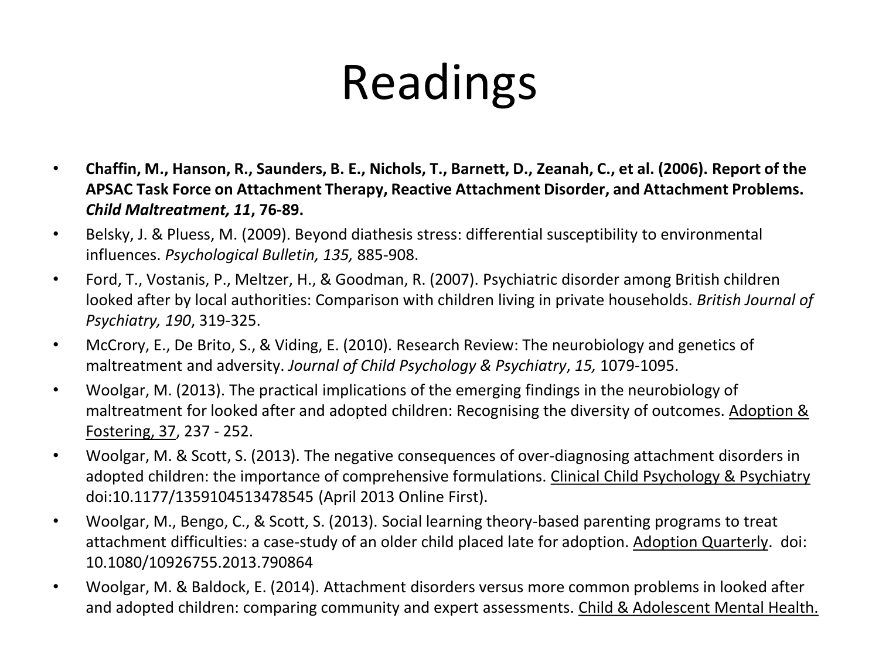# Readings

- **Chaffin, M., Hanson, R., Saunders, B. E., Nichols, T., Barnett, D., Zeanah, C., et al. (2006). Report of the APSAC Task Force on Attachment Therapy, Reactive Attachment Disorder, and Attachment Problems. *Child Maltreatment, 11*, 76-89.**
- Belsky, J. & Pluess, M. (2009). Beyond diathesis stress: differential susceptibility to environmental influences. *Psychological Bulletin, 135,* 885-908.
- Ford, T., Vostanis, P., Meltzer, H., & Goodman, R. (2007). Psychiatric disorder among British children looked after by local authorities: Comparison with children living in private households. *British Journal of Psychiatry, 190*, 319-325.
- McCrory, E., De Brito, S., & Viding, E. (2010). Research Review: The neurobiology and genetics of maltreatment and adversity. *Journal of Child Psychology & Psychiatry*, *15,* 1079-1095.
- Woolgar, M. (2013). The practical implications of the emerging findings in the neurobiology of maltreatment for looked after and adopted children: Recognising the diversity of outcomes. Adoption & Fostering, 37, 237 - 252.
- Woolgar, M. & Scott, S. (2013). The negative consequences of over-diagnosing attachment disorders in adopted children: the importance of comprehensive formulations. Clinical Child Psychology & Psychiatry doi:10.1177/1359104513478545 (April 2013 Online First).
- Woolgar, M., Bengo, C., & Scott, S. (2013). Social learning theory-based parenting programs to treat attachment difficulties: a case-study of an older child placed late for adoption. Adoption Quarterly. doi: 10.1080/10926755.2013.790864
- Woolgar, M. & Baldock, E. (2014). Attachment disorders versus more common problems in looked after and adopted children: comparing community and expert assessments. Child & Adolescent Mental Health.